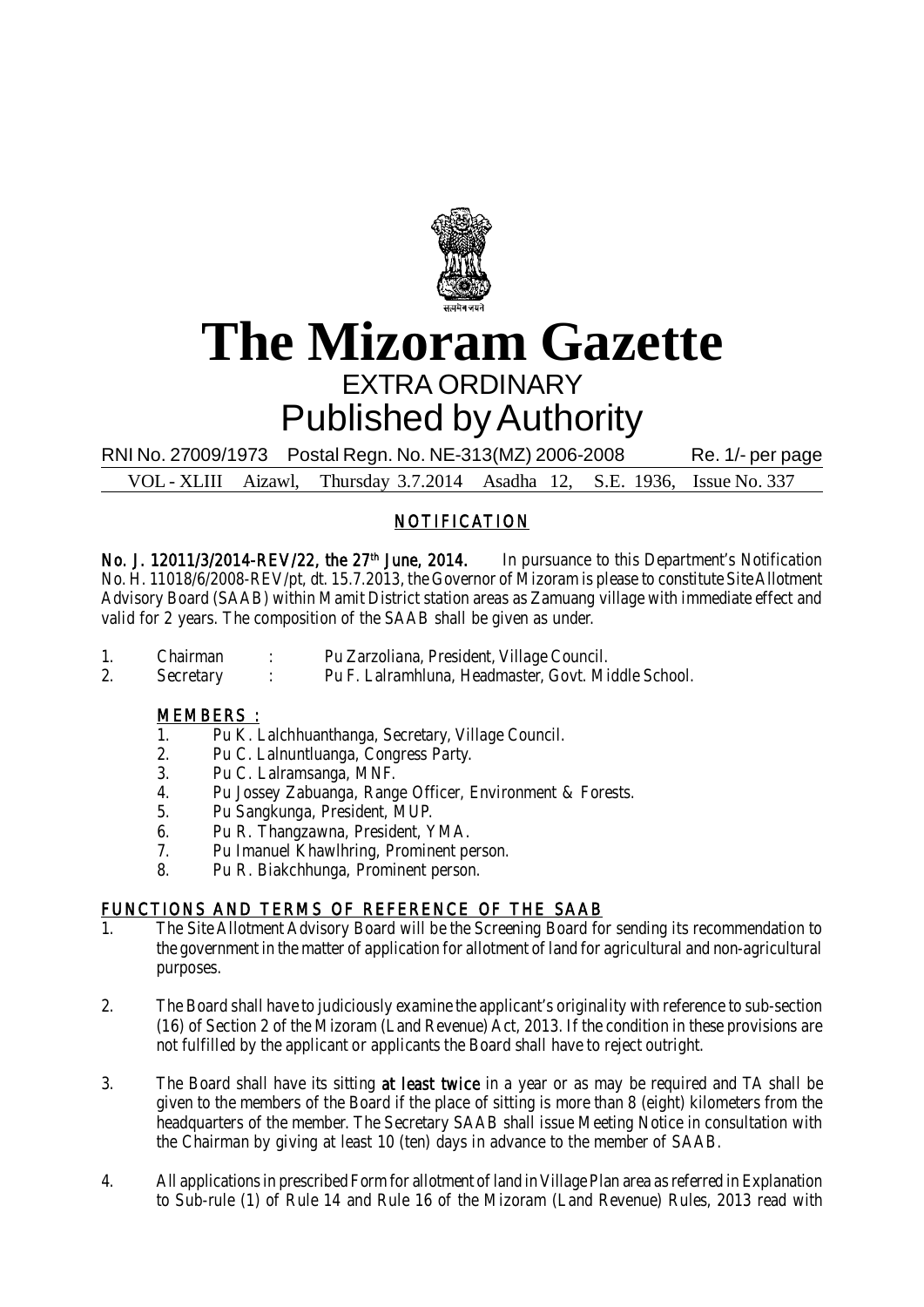# The Mizoram Gazette

## EXTRA ORDINARY

## Published by Authority

RNI No. 27009/1973 Postal Regn. No. NE-313(MZ) 2006-2008 Re. 1/- per page

VOL - XLIII Aizawl, Thursday 3.7.2014 Asadha 12, S.E. 1936, Issue No. 337

### NOTIFICATION

**No. J. 12011/3/2014-REV/22, the 27th June, 2014.** In pursuance to this Department's Notification No. H. 11018/6/2008-REV/pt, dt. 15.7.2013, the Governor of Mizoram is please to constitute Site Allotment Advisory Board (SAAB) within Mamit District station areas as Zamuang village with immediate effect and valid for 2 years. The composition of the SAAB shall be given as under.

1. Chairman : Pu Zarzoliana, President, Village Council.
2. Secretary : Pu F. Lalramhluna, Headmaster, Govt. Middle School.

**MEMBERS :**

1. Pu K. Lalchhuanthanga, Secretary, Village Council.
2. Pu C. Lalnuntluanga, Congress Party.
3. Pu C. Lalramsanga, MNF.
4. Pu Jossey Zabuanga, Range Officer, Environment & Forests.
5. Pu Sangkunga, President, MUP.
6. Pu R. Thangzawna, President, YMA.
7. Pu Imanuel Khawlhring, Prominent person.
8. Pu R. Biakchhunga, Prominent person.

### FUNCTIONS AND TERMS OF REFERENCE OF THE SAAB

1. The Site Allotment Advisory Board will be the Screening Board for sending its recommendation to the government in the matter of application for allotment of land for agricultural and non-agricultural purposes.

2. The Board shall have to judiciously examine the applicant's originality with reference to sub-section (16) of Section 2 of the Mizoram (Land Revenue) Act, 2013. If the condition in these provisions are not fulfilled by the applicant or applicants the Board shall have to reject outright.

3. The Board shall have its sitting **at least twice** in a year or as may be required and TA shall be given to the members of the Board if the place of sitting is more than 8 (eight) kilometers from the headquarters of the member. The Secretary SAAB shall issue Meeting Notice in consultation with the Chairman by giving at least 10 (ten) days in advance to the member of SAAB.

4. All applications in prescribed Form for allotment of land in Village Plan area as referred in Explanation to Sub-rule (1) of Rule 14 and Rule 16 of the Mizoram (Land Revenue) Rules, 2013 read with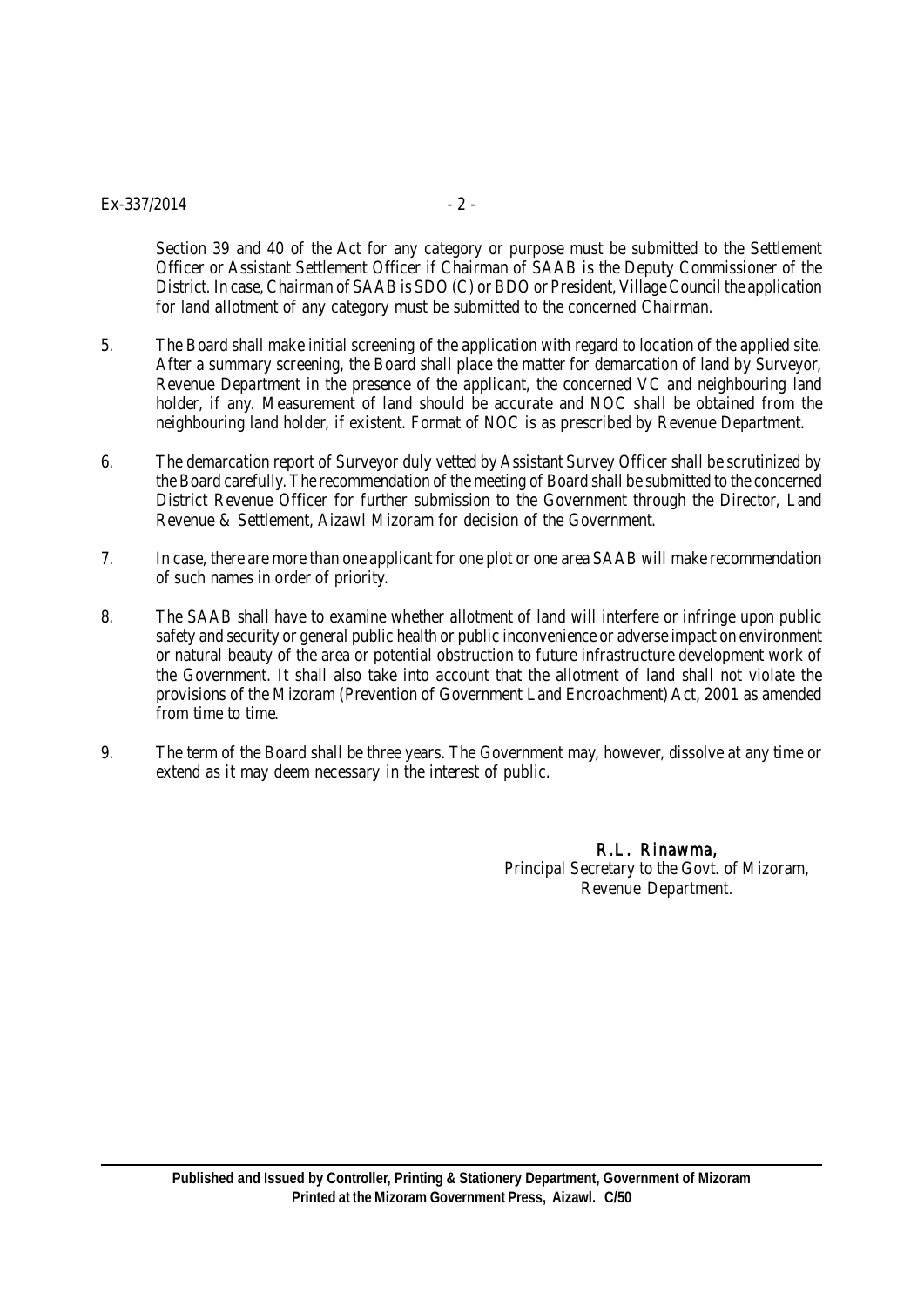Section 39 and 40 of the Act for any category or purpose must be submitted to the Settlement Officer or Assistant Settlement Officer if Chairman of SAAB is the Deputy Commissioner of the District. In case, Chairman of SAAB is SDO (C) or BDO or President, Village Council the application for land allotment of any category must be submitted to the concerned Chairman.

5. The Board shall make initial screening of the application with regard to location of the applied site. After a summary screening, the Board shall place the matter for demarcation of land by Surveyor, Revenue Department in the presence of the applicant, the concerned VC and neighbouring land holder, if any. Measurement of land should be accurate and NOC shall be obtained from the neighbouring land holder, if existent. Format of NOC is as prescribed by Revenue Department.

6. The demarcation report of Surveyor duly vetted by Assistant Survey Officer shall be scrutinized by the Board carefully. The recommendation of the meeting of Board shall be submitted to the concerned District Revenue Officer for further submission to the Government through the Director, Land Revenue & Settlement, Aizawl Mizoram for decision of the Government.

7. In case, there are more than one applicant for one plot or one area SAAB will make recommendation of such names in order of priority.

8. The SAAB shall have to examine whether allotment of land will interfere or infringe upon public safety and security or general public health or public inconvenience or adverse impact on environment or natural beauty of the area or potential obstruction to future infrastructure development work of the Government. It shall also take into account that the allotment of land shall not violate the provisions of the Mizoram (Prevention of Government Land Encroachment) Act, 2001 as amended from time to time.

9. The term of the Board shall be three years. The Government may, however, dissolve at any time or extend as it may deem necessary in the interest of public.

*R.L. Rinawma,*
Principal Secretary to the Govt. of Mizoram,
Revenue Department.

**Published and Issued by Controller, Printing & Stationery Department, Government of Mizoram**
**Printed at the Mizoram Government Press, Aizawl. C/50**